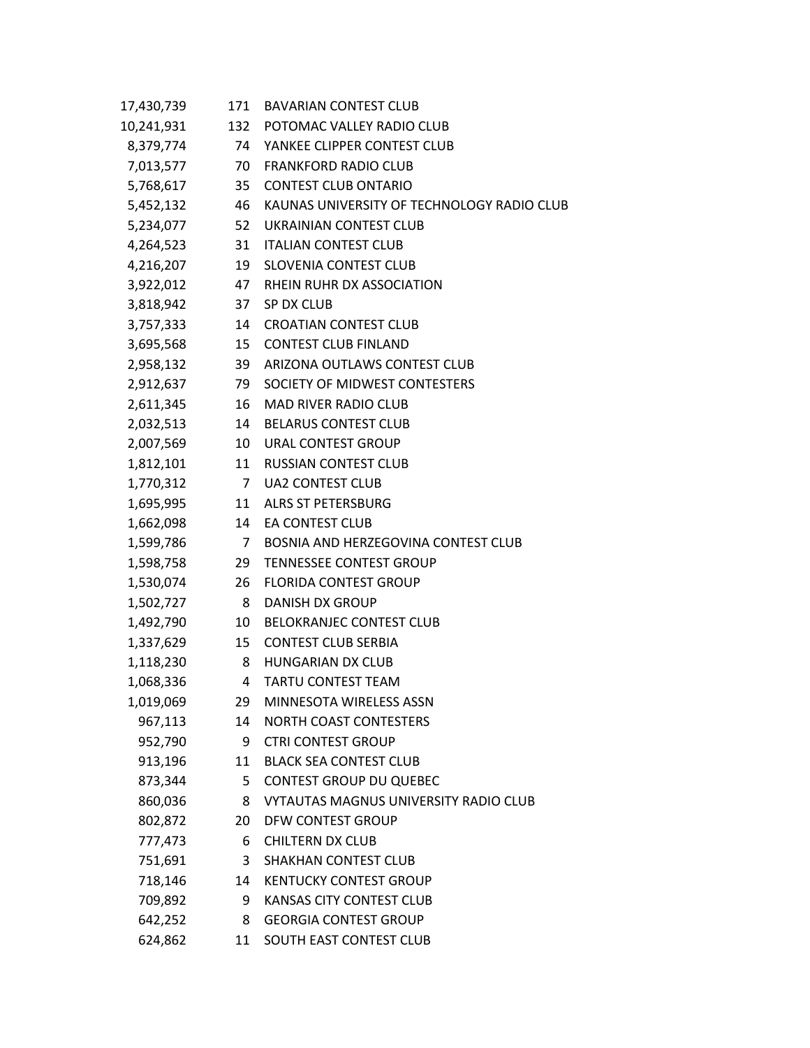| | | |
|---:|---:|---|
| 17,430,739 | 171 | BAVARIAN CONTEST CLUB |
| 10,241,931 | 132 | POTOMAC VALLEY RADIO CLUB |
| 8,379,774 | 74 | YANKEE CLIPPER CONTEST CLUB |
| 7,013,577 | 70 | FRANKFORD RADIO CLUB |
| 5,768,617 | 35 | CONTEST CLUB ONTARIO |
| 5,452,132 | 46 | KAUNAS UNIVERSITY OF TECHNOLOGY RADIO CLUB |
| 5,234,077 | 52 | UKRAINIAN CONTEST CLUB |
| 4,264,523 | 31 | ITALIAN CONTEST CLUB |
| 4,216,207 | 19 | SLOVENIA CONTEST CLUB |
| 3,922,012 | 47 | RHEIN RUHR DX ASSOCIATION |
| 3,818,942 | 37 | SP DX CLUB |
| 3,757,333 | 14 | CROATIAN CONTEST CLUB |
| 3,695,568 | 15 | CONTEST CLUB FINLAND |
| 2,958,132 | 39 | ARIZONA OUTLAWS CONTEST CLUB |
| 2,912,637 | 79 | SOCIETY OF MIDWEST CONTESTERS |
| 2,611,345 | 16 | MAD RIVER RADIO CLUB |
| 2,032,513 | 14 | BELARUS CONTEST CLUB |
| 2,007,569 | 10 | URAL CONTEST GROUP |
| 1,812,101 | 11 | RUSSIAN CONTEST CLUB |
| 1,770,312 | 7 | UA2 CONTEST CLUB |
| 1,695,995 | 11 | ALRS ST PETERSBURG |
| 1,662,098 | 14 | EA CONTEST CLUB |
| 1,599,786 | 7 | BOSNIA AND HERZEGOVINA CONTEST CLUB |
| 1,598,758 | 29 | TENNESSEE CONTEST GROUP |
| 1,530,074 | 26 | FLORIDA CONTEST GROUP |
| 1,502,727 | 8 | DANISH DX GROUP |
| 1,492,790 | 10 | BELOKRANJEC CONTEST CLUB |
| 1,337,629 | 15 | CONTEST CLUB SERBIA |
| 1,118,230 | 8 | HUNGARIAN DX CLUB |
| 1,068,336 | 4 | TARTU CONTEST TEAM |
| 1,019,069 | 29 | MINNESOTA WIRELESS ASSN |
| 967,113 | 14 | NORTH COAST CONTESTERS |
| 952,790 | 9 | CTRI CONTEST GROUP |
| 913,196 | 11 | BLACK SEA CONTEST CLUB |
| 873,344 | 5 | CONTEST GROUP DU QUEBEC |
| 860,036 | 8 | VYTAUTAS MAGNUS UNIVERSITY RADIO CLUB |
| 802,872 | 20 | DFW CONTEST GROUP |
| 777,473 | 6 | CHILTERN DX CLUB |
| 751,691 | 3 | SHAKHAN CONTEST CLUB |
| 718,146 | 14 | KENTUCKY CONTEST GROUP |
| 709,892 | 9 | KANSAS CITY CONTEST CLUB |
| 642,252 | 8 | GEORGIA CONTEST GROUP |
| 624,862 | 11 | SOUTH EAST CONTEST CLUB |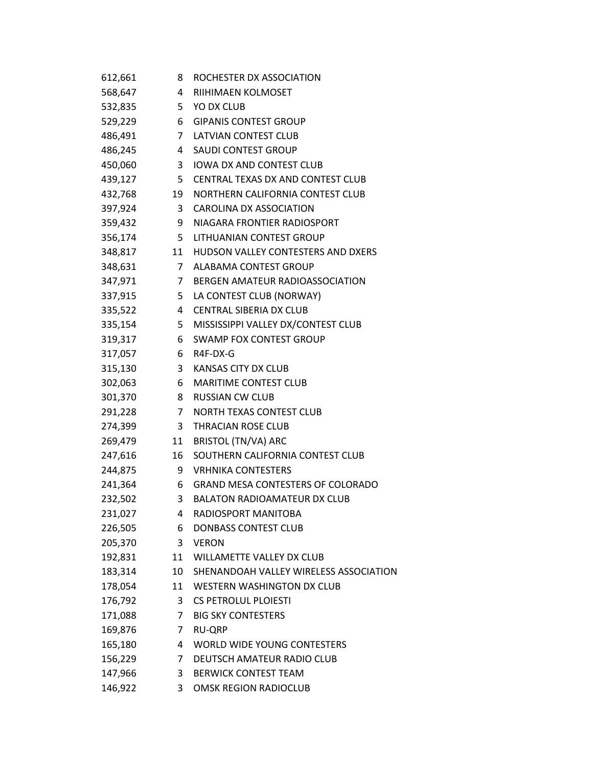| | | |
|---|---|---|
| 612,661 | 8 | ROCHESTER DX ASSOCIATION |
| 568,647 | 4 | RIIHIMAEN KOLMOSET |
| 532,835 | 5 | YO DX CLUB |
| 529,229 | 6 | GIPANIS CONTEST GROUP |
| 486,491 | 7 | LATVIAN CONTEST CLUB |
| 486,245 | 4 | SAUDI CONTEST GROUP |
| 450,060 | 3 | IOWA DX AND CONTEST CLUB |
| 439,127 | 5 | CENTRAL TEXAS DX AND CONTEST CLUB |
| 432,768 | 19 | NORTHERN CALIFORNIA CONTEST CLUB |
| 397,924 | 3 | CAROLINA DX ASSOCIATION |
| 359,432 | 9 | NIAGARA FRONTIER RADIOSPORT |
| 356,174 | 5 | LITHUANIAN CONTEST GROUP |
| 348,817 | 11 | HUDSON VALLEY CONTESTERS AND DXERS |
| 348,631 | 7 | ALABAMA CONTEST GROUP |
| 347,971 | 7 | BERGEN AMATEUR RADIOASSOCIATION |
| 337,915 | 5 | LA CONTEST CLUB (NORWAY) |
| 335,522 | 4 | CENTRAL SIBERIA DX CLUB |
| 335,154 | 5 | MISSISSIPPI VALLEY DX/CONTEST CLUB |
| 319,317 | 6 | SWAMP FOX CONTEST GROUP |
| 317,057 | 6 | R4F-DX-G |
| 315,130 | 3 | KANSAS CITY DX CLUB |
| 302,063 | 6 | MARITIME CONTEST CLUB |
| 301,370 | 8 | RUSSIAN CW CLUB |
| 291,228 | 7 | NORTH TEXAS CONTEST CLUB |
| 274,399 | 3 | THRACIAN ROSE CLUB |
| 269,479 | 11 | BRISTOL (TN/VA) ARC |
| 247,616 | 16 | SOUTHERN CALIFORNIA CONTEST CLUB |
| 244,875 | 9 | VRHNIKA CONTESTERS |
| 241,364 | 6 | GRAND MESA CONTESTERS OF COLORADO |
| 232,502 | 3 | BALATON RADIOAMATEUR DX CLUB |
| 231,027 | 4 | RADIOSPORT MANITOBA |
| 226,505 | 6 | DONBASS CONTEST CLUB |
| 205,370 | 3 | VERON |
| 192,831 | 11 | WILLAMETTE VALLEY DX CLUB |
| 183,314 | 10 | SHENANDOAH VALLEY WIRELESS ASSOCIATION |
| 178,054 | 11 | WESTERN WASHINGTON DX CLUB |
| 176,792 | 3 | CS PETROLUL PLOIESTI |
| 171,088 | 7 | BIG SKY CONTESTERS |
| 169,876 | 7 | RU-QRP |
| 165,180 | 4 | WORLD WIDE YOUNG CONTESTERS |
| 156,229 | 7 | DEUTSCH AMATEUR RADIO CLUB |
| 147,966 | 3 | BERWICK CONTEST TEAM |
| 146,922 | 3 | OMSK REGION RADIOCLUB |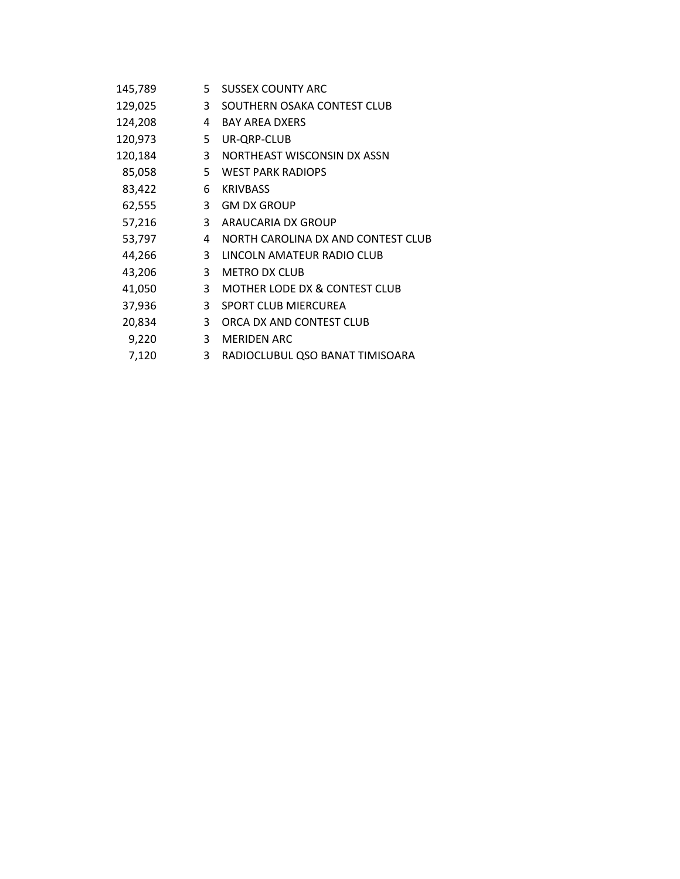| | | |
|---|---|---|
| 145,789 | 5 | SUSSEX COUNTY ARC |
| 129,025 | 3 | SOUTHERN OSAKA CONTEST CLUB |
| 124,208 | 4 | BAY AREA DXERS |
| 120,973 | 5 | UR-QRP-CLUB |
| 120,184 | 3 | NORTHEAST WISCONSIN DX ASSN |
| 85,058 | 5 | WEST PARK RADIOPS |
| 83,422 | 6 | KRIVBASS |
| 62,555 | 3 | GM DX GROUP |
| 57,216 | 3 | ARAUCARIA DX GROUP |
| 53,797 | 4 | NORTH CAROLINA DX AND CONTEST CLUB |
| 44,266 | 3 | LINCOLN AMATEUR RADIO CLUB |
| 43,206 | 3 | METRO DX CLUB |
| 41,050 | 3 | MOTHER LODE DX & CONTEST CLUB |
| 37,936 | 3 | SPORT CLUB MIERCUREA |
| 20,834 | 3 | ORCA DX AND CONTEST CLUB |
| 9,220 | 3 | MERIDEN ARC |
| 7,120 | 3 | RADIOCLUBUL QSO BANAT TIMISOARA |